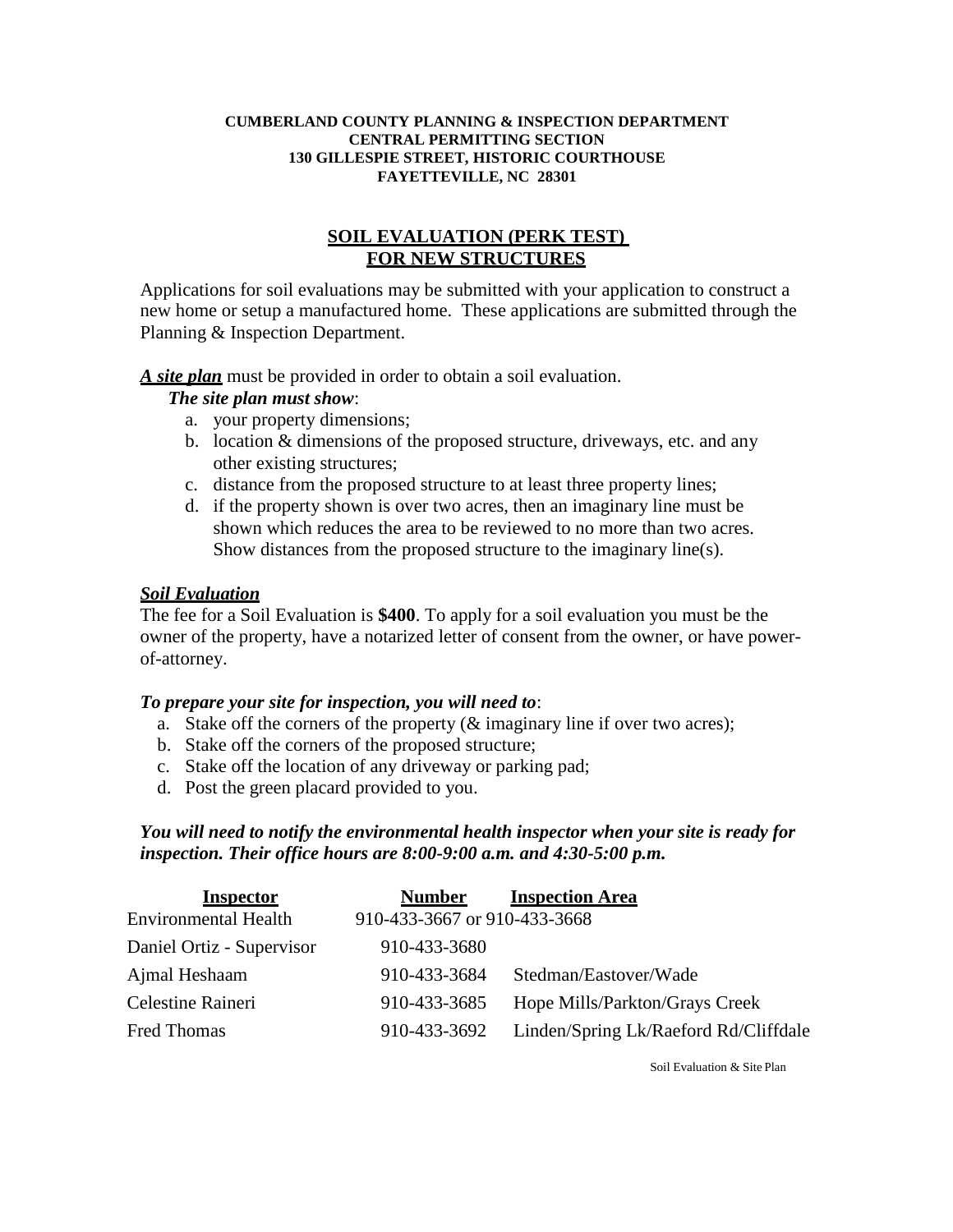**CUMBERLAND COUNTY PLANNING & INSPECTION DEPARTMENT**
**CENTRAL PERMITTING SECTION**
**130 GILLESPIE STREET, HISTORIC COURTHOUSE**
**FAYETTEVILLE, NC 28301**

# SOIL EVALUATION (PERK TEST) FOR NEW STRUCTURES

Applications for soil evaluations may be submitted with your application to construct a new home or setup a manufactured home. These applications are submitted through the Planning & Inspection Department.

***A site plan*** must be provided in order to obtain a soil evaluation.

***The site plan must show***:

a. your property dimensions;
b. location & dimensions of the proposed structure, driveways, etc. and any other existing structures;
c. distance from the proposed structure to at least three property lines;
d. if the property shown is over two acres, then an imaginary line must be shown which reduces the area to be reviewed to no more than two acres. Show distances from the proposed structure to the imaginary line(s).

***Soil Evaluation***

The fee for a Soil Evaluation is **$400**. To apply for a soil evaluation you must be the owner of the property, have a notarized letter of consent from the owner, or have power-of-attorney.

***To prepare your site for inspection, you will need to***:

a. Stake off the corners of the property (& imaginary line if over two acres);
b. Stake off the corners of the proposed structure;
c. Stake off the location of any driveway or parking pad;
d. Post the green placard provided to you.

***You will need to notify the environmental health inspector when your site is ready for inspection. Their office hours are 8:00-9:00 a.m. and 4:30-5:00 p.m.***

| Inspector | Number | Inspection Area |
|---|---|---|
| Environmental Health | 910-433-3667 or 910-433-3668 | |
| Daniel Ortiz - Supervisor | 910-433-3680 | |
| Ajmal Heshaam | 910-433-3684 | Stedman/Eastover/Wade |
| Celestine Raineri | 910-433-3685 | Hope Mills/Parkton/Grays Creek |
| Fred Thomas | 910-433-3692 | Linden/Spring Lk/Raeford Rd/Cliffdale |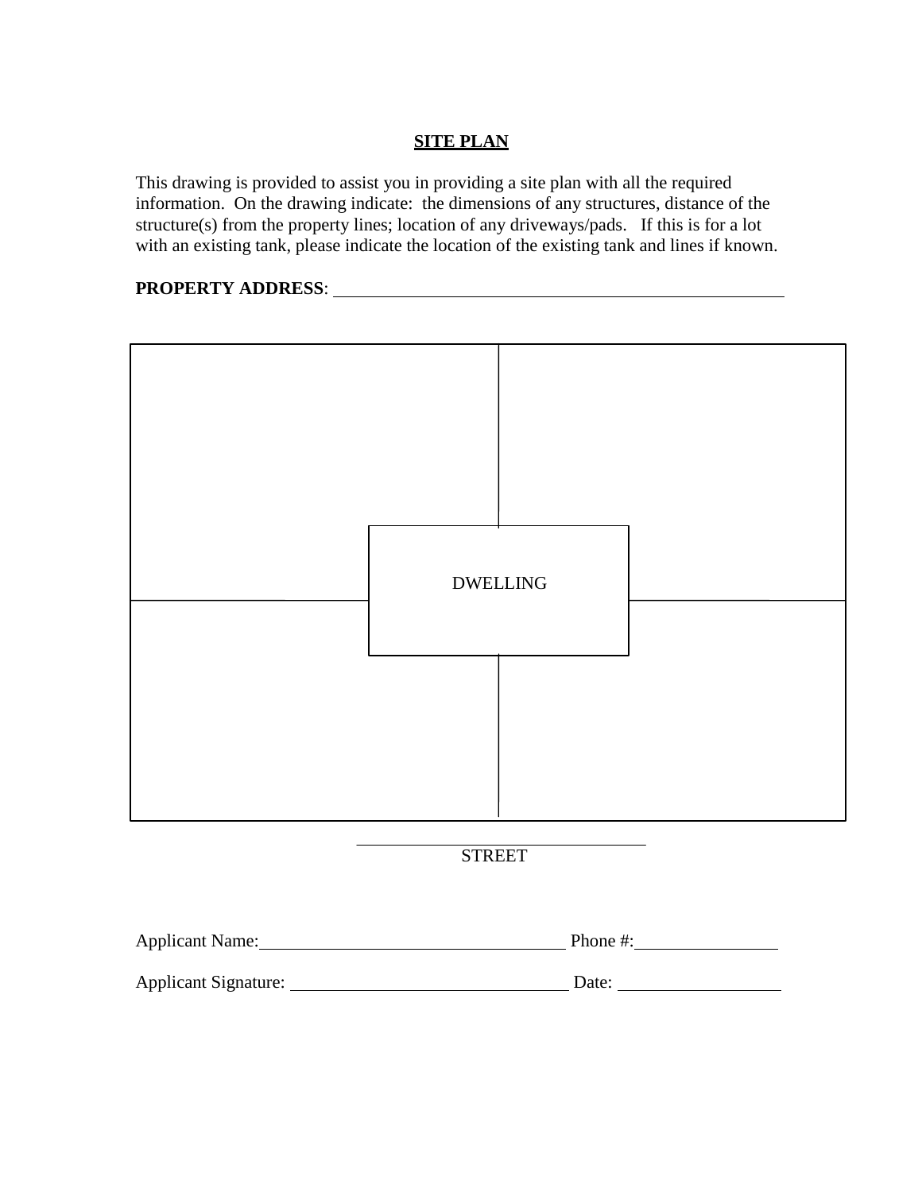## **SITE PLAN**

This drawing is provided to assist you in providing a site plan with all the required information. On the drawing indicate: the dimensions of any structures, distance of the structure(s) from the property lines; location of any driveways/pads. If this is for a lot with an existing tank, please indicate the location of the existing tank and lines if known.

**PROPERTY ADDRESS**: ____________________________________________

DWELLING

STREET

Applicant Name: ______________________________ Phone #: ______________

Applicant Signature: ____________________________ Date: ______________